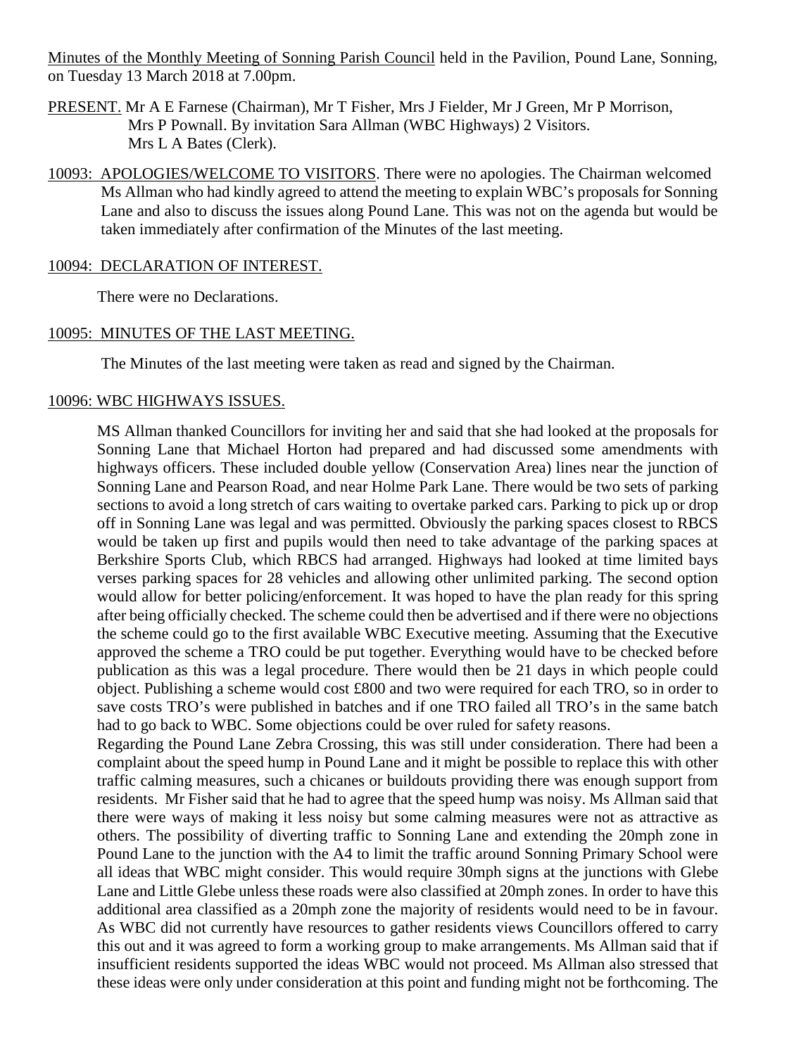Minutes of the Monthly Meeting of Sonning Parish Council held in the Pavilion, Pound Lane, Sonning, on Tuesday 13 March 2018 at 7.00pm.

PRESENT. Mr A E Farnese (Chairman), Mr T Fisher, Mrs J Fielder, Mr J Green, Mr P Morrison, Mrs P Pownall. By invitation Sara Allman (WBC Highways) 2 Visitors. Mrs L A Bates (Clerk).

10093: APOLOGIES/WELCOME TO VISITORS. There were no apologies. The Chairman welcomed Ms Allman who had kindly agreed to attend the meeting to explain WBC's proposals for Sonning Lane and also to discuss the issues along Pound Lane. This was not on the agenda but would be taken immediately after confirmation of the Minutes of the last meeting.

10094: DECLARATION OF INTEREST.

There were no Declarations.

10095: MINUTES OF THE LAST MEETING.

The Minutes of the last meeting were taken as read and signed by the Chairman.

10096: WBC HIGHWAYS ISSUES.

MS Allman thanked Councillors for inviting her and said that she had looked at the proposals for Sonning Lane that Michael Horton had prepared and had discussed some amendments with highways officers. These included double yellow (Conservation Area) lines near the junction of Sonning Lane and Pearson Road, and near Holme Park Lane. There would be two sets of parking sections to avoid a long stretch of cars waiting to overtake parked cars. Parking to pick up or drop off in Sonning Lane was legal and was permitted. Obviously the parking spaces closest to RBCS would be taken up first and pupils would then need to take advantage of the parking spaces at Berkshire Sports Club, which RBCS had arranged. Highways had looked at time limited bays verses parking spaces for 28 vehicles and allowing other unlimited parking. The second option would allow for better policing/enforcement. It was hoped to have the plan ready for this spring after being officially checked. The scheme could then be advertised and if there were no objections the scheme could go to the first available WBC Executive meeting. Assuming that the Executive approved the scheme a TRO could be put together. Everything would have to be checked before publication as this was a legal procedure. There would then be 21 days in which people could object. Publishing a scheme would cost £800 and two were required for each TRO, so in order to save costs TRO's were published in batches and if one TRO failed all TRO's in the same batch had to go back to WBC. Some objections could be over ruled for safety reasons.

Regarding the Pound Lane Zebra Crossing, this was still under consideration. There had been a complaint about the speed hump in Pound Lane and it might be possible to replace this with other traffic calming measures, such a chicanes or buildouts providing there was enough support from residents. Mr Fisher said that he had to agree that the speed hump was noisy. Ms Allman said that there were ways of making it less noisy but some calming measures were not as attractive as others. The possibility of diverting traffic to Sonning Lane and extending the 20mph zone in Pound Lane to the junction with the A4 to limit the traffic around Sonning Primary School were all ideas that WBC might consider. This would require 30mph signs at the junctions with Glebe Lane and Little Glebe unless these roads were also classified at 20mph zones. In order to have this additional area classified as a 20mph zone the majority of residents would need to be in favour. As WBC did not currently have resources to gather residents views Councillors offered to carry this out and it was agreed to form a working group to make arrangements. Ms Allman said that if insufficient residents supported the ideas WBC would not proceed. Ms Allman also stressed that these ideas were only under consideration at this point and funding might not be forthcoming. The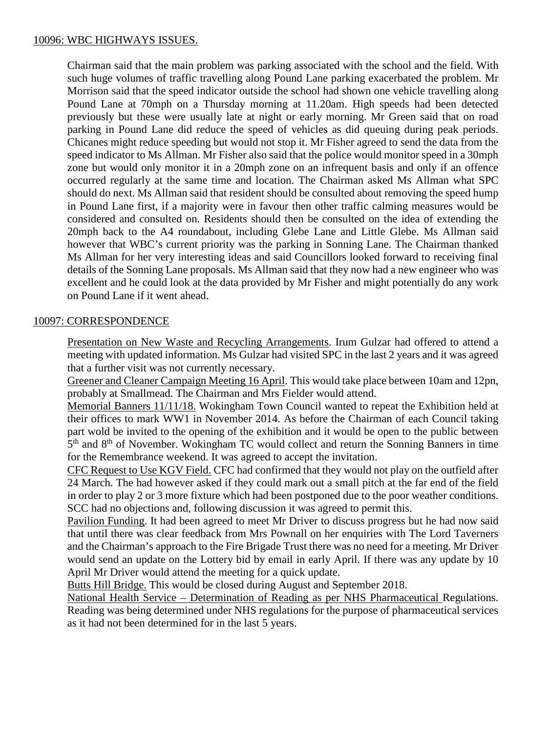10096: WBC HIGHWAYS ISSUES.

Chairman said that the main problem was parking associated with the school and the field. With such huge volumes of traffic travelling along Pound Lane parking exacerbated the problem. Mr Morrison said that the speed indicator outside the school had shown one vehicle travelling along Pound Lane at 70mph on a Thursday morning at 11.20am. High speeds had been detected previously but these were usually late at night or early morning. Mr Green said that on road parking in Pound Lane did reduce the speed of vehicles as did queuing during peak periods. Chicanes might reduce speeding but would not stop it. Mr Fisher agreed to send the data from the speed indicator to Ms Allman. Mr Fisher also said that the police would monitor speed in a 30mph zone but would only monitor it in a 20mph zone on an infrequent basis and only if an offence occurred regularly at the same time and location. The Chairman asked Ms Allman what SPC should do next. Ms Allman said that resident should be consulted about removing the speed hump in Pound Lane first, if a majority were in favour then other traffic calming measures would be considered and consulted on. Residents should then be consulted on the idea of extending the 20mph back to the A4 roundabout, including Glebe Lane and Little Glebe. Ms Allman said however that WBC's current priority was the parking in Sonning Lane. The Chairman thanked Ms Allman for her very interesting ideas and said Councillors looked forward to receiving final details of the Sonning Lane proposals. Ms Allman said that they now had a new engineer who was excellent and he could look at the data provided by Mr Fisher and might potentially do any work on Pound Lane if it went ahead.

10097: CORRESPONDENCE

Presentation on New Waste and Recycling Arrangements. Irum Gulzar had offered to attend a meeting with updated information. Ms Gulzar had visited SPC in the last 2 years and it was agreed that a further visit was not currently necessary.

Greener and Cleaner Campaign Meeting 16 April. This would take place between 10am and 12pn, probably at Smallmead. The Chairman and Mrs Fielder would attend.

Memorial Banners 11/11/18. Wokingham Town Council wanted to repeat the Exhibition held at their offices to mark WW1 in November 2014. As before the Chairman of each Council taking part wold be invited to the opening of the exhibition and it would be open to the public between 5th and 8th of November. Wokingham TC would collect and return the Sonning Banners in time for the Remembrance weekend. It was agreed to accept the invitation.

CFC Request to Use KGV Field. CFC had confirmed that they would not play on the outfield after 24 March. The had however asked if they could mark out a small pitch at the far end of the field in order to play 2 or 3 more fixture which had been postponed due to the poor weather conditions. SCC had no objections and, following discussion it was agreed to permit this.

Pavilion Funding. It had been agreed to meet Mr Driver to discuss progress but he had now said that until there was clear feedback from Mrs Pownall on her enquiries with The Lord Taverners and the Chairman's approach to the Fire Brigade Trust there was no need for a meeting. Mr Driver would send an update on the Lottery bid by email in early April. If there was any update by 10 April Mr Driver would attend the meeting for a quick update.

Butts Hill Bridge. This would be closed during August and September 2018.

National Health Service – Determination of Reading as per NHS Pharmaceutical Regulations. Reading was being determined under NHS regulations for the purpose of pharmaceutical services as it had not been determined for in the last 5 years.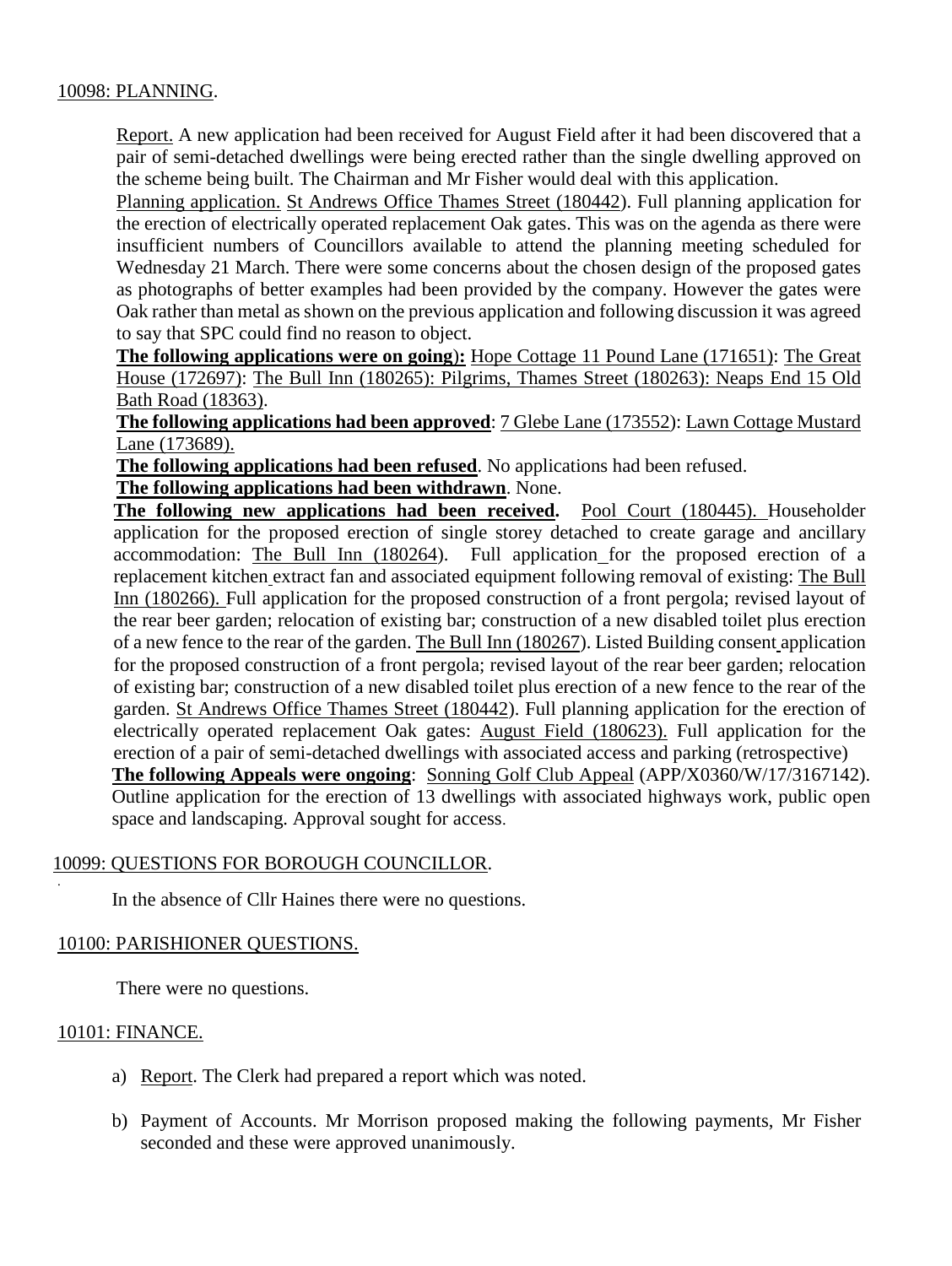## 10098: PLANNING.

Report. A new application had been received for August Field after it had been discovered that a pair of semi-detached dwellings were being erected rather than the single dwelling approved on the scheme being built. The Chairman and Mr Fisher would deal with this application.

Planning application. St Andrews Office Thames Street (180442). Full planning application for the erection of electrically operated replacement Oak gates. This was on the agenda as there were insufficient numbers of Councillors available to attend the planning meeting scheduled for Wednesday 21 March. There were some concerns about the chosen design of the proposed gates as photographs of better examples had been provided by the company. However the gates were Oak rather than metal as shown on the previous application and following discussion it was agreed to say that SPC could find no reason to object.

**The following applications were on going):** Hope Cottage 11 Pound Lane (171651): The Great House (172697): The Bull Inn (180265): Pilgrims, Thames Street (180263): Neaps End 15 Old Bath Road (18363).

**The following applications had been approved**: 7 Glebe Lane (173552): Lawn Cottage Mustard Lane (173689).

**The following applications had been refused**. No applications had been refused.

**The following applications had been withdrawn**. None.

**The following new applications had been received.** Pool Court (180445). Householder application for the proposed erection of single storey detached to create garage and ancillary accommodation: The Bull Inn (180264). Full application for the proposed erection of a replacement kitchen extract fan and associated equipment following removal of existing: The Bull Inn (180266). Full application for the proposed construction of a front pergola; revised layout of the rear beer garden; relocation of existing bar; construction of a new disabled toilet plus erection of a new fence to the rear of the garden. The Bull Inn (180267). Listed Building consent application for the proposed construction of a front pergola; revised layout of the rear beer garden; relocation of existing bar; construction of a new disabled toilet plus erection of a new fence to the rear of the garden. St Andrews Office Thames Street (180442). Full planning application for the erection of electrically operated replacement Oak gates: August Field (180623). Full application for the erection of a pair of semi-detached dwellings with associated access and parking (retrospective)

**The following Appeals were ongoing**: Sonning Golf Club Appeal (APP/X0360/W/17/3167142). Outline application for the erection of 13 dwellings with associated highways work, public open space and landscaping. Approval sought for access.

## 10099: QUESTIONS FOR BOROUGH COUNCILLOR.

In the absence of Cllr Haines there were no questions.

## 10100: PARISHIONER QUESTIONS.

There were no questions.

## 10101: FINANCE.

a) Report. The Clerk had prepared a report which was noted.

b) Payment of Accounts. Mr Morrison proposed making the following payments, Mr Fisher seconded and these were approved unanimously.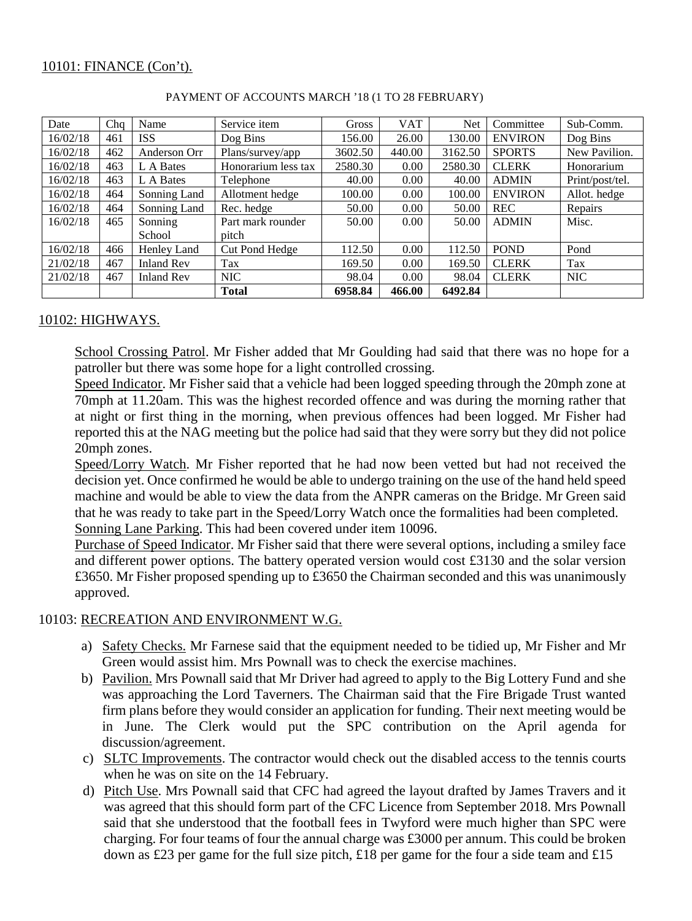10101: FINANCE (Con't).

PAYMENT OF ACCOUNTS MARCH '18 (1 TO 28 FEBRUARY)

| Date | Chq | Name | Service item | Gross | VAT | Net | Committee | Sub-Comm. |
|---|---|---|---|---|---|---|---|---|
| 16/02/18 | 461 | ISS | Dog Bins | 156.00 | 26.00 | 130.00 | ENVIRON | Dog Bins |
| 16/02/18 | 462 | Anderson Orr | Plans/survey/app | 3602.50 | 440.00 | 3162.50 | SPORTS | New Pavilion. |
| 16/02/18 | 463 | L A Bates | Honorarium less tax | 2580.30 | 0.00 | 2580.30 | CLERK | Honorarium |
| 16/02/18 | 463 | L A Bates | Telephone | 40.00 | 0.00 | 40.00 | ADMIN | Print/post/tel. |
| 16/02/18 | 464 | Sonning Land | Allotment hedge | 100.00 | 0.00 | 100.00 | ENVIRON | Allot. hedge |
| 16/02/18 | 464 | Sonning Land | Rec. hedge | 50.00 | 0.00 | 50.00 | REC | Repairs |
| 16/02/18 | 465 | Sonning School | Part mark rounder pitch | 50.00 | 0.00 | 50.00 | ADMIN | Misc. |
| 16/02/18 | 466 | Henley Land | Cut Pond Hedge | 112.50 | 0.00 | 112.50 | POND | Pond |
| 21/02/18 | 467 | Inland Rev | Tax | 169.50 | 0.00 | 169.50 | CLERK | Tax |
| 21/02/18 | 467 | Inland Rev | NIC | 98.04 | 0.00 | 98.04 | CLERK | NIC |
| | | | **Total** | **6958.84** | **466.00** | **6492.84** | | |

10102: HIGHWAYS.

School Crossing Patrol. Mr Fisher added that Mr Goulding had said that there was no hope for a patroller but there was some hope for a light controlled crossing.

Speed Indicator. Mr Fisher said that a vehicle had been logged speeding through the 20mph zone at 70mph at 11.20am. This was the highest recorded offence and was during the morning rather that at night or first thing in the morning, when previous offences had been logged. Mr Fisher had reported this at the NAG meeting but the police had said that they were sorry but they did not police 20mph zones.

Speed/Lorry Watch. Mr Fisher reported that he had now been vetted but had not received the decision yet. Once confirmed he would be able to undergo training on the use of the hand held speed machine and would be able to view the data from the ANPR cameras on the Bridge. Mr Green said that he was ready to take part in the Speed/Lorry Watch once the formalities had been completed.

Sonning Lane Parking. This had been covered under item 10096.

Purchase of Speed Indicator. Mr Fisher said that there were several options, including a smiley face and different power options. The battery operated version would cost £3130 and the solar version £3650. Mr Fisher proposed spending up to £3650 the Chairman seconded and this was unanimously approved.

10103: RECREATION AND ENVIRONMENT W.G.

a) Safety Checks. Mr Farnese said that the equipment needed to be tidied up, Mr Fisher and Mr Green would assist him. Mrs Pownall was to check the exercise machines.
b) Pavilion. Mrs Pownall said that Mr Driver had agreed to apply to the Big Lottery Fund and she was approaching the Lord Taverners. The Chairman said that the Fire Brigade Trust wanted firm plans before they would consider an application for funding. Their next meeting would be in June. The Clerk would put the SPC contribution on the April agenda for discussion/agreement.
c) SLTC Improvements. The contractor would check out the disabled access to the tennis courts when he was on site on the 14 February.
d) Pitch Use. Mrs Pownall said that CFC had agreed the layout drafted by James Travers and it was agreed that this should form part of the CFC Licence from September 2018. Mrs Pownall said that she understood that the football fees in Twyford were much higher than SPC were charging. For four teams of four the annual charge was £3000 per annum. This could be broken down as £23 per game for the full size pitch, £18 per game for the four a side team and £15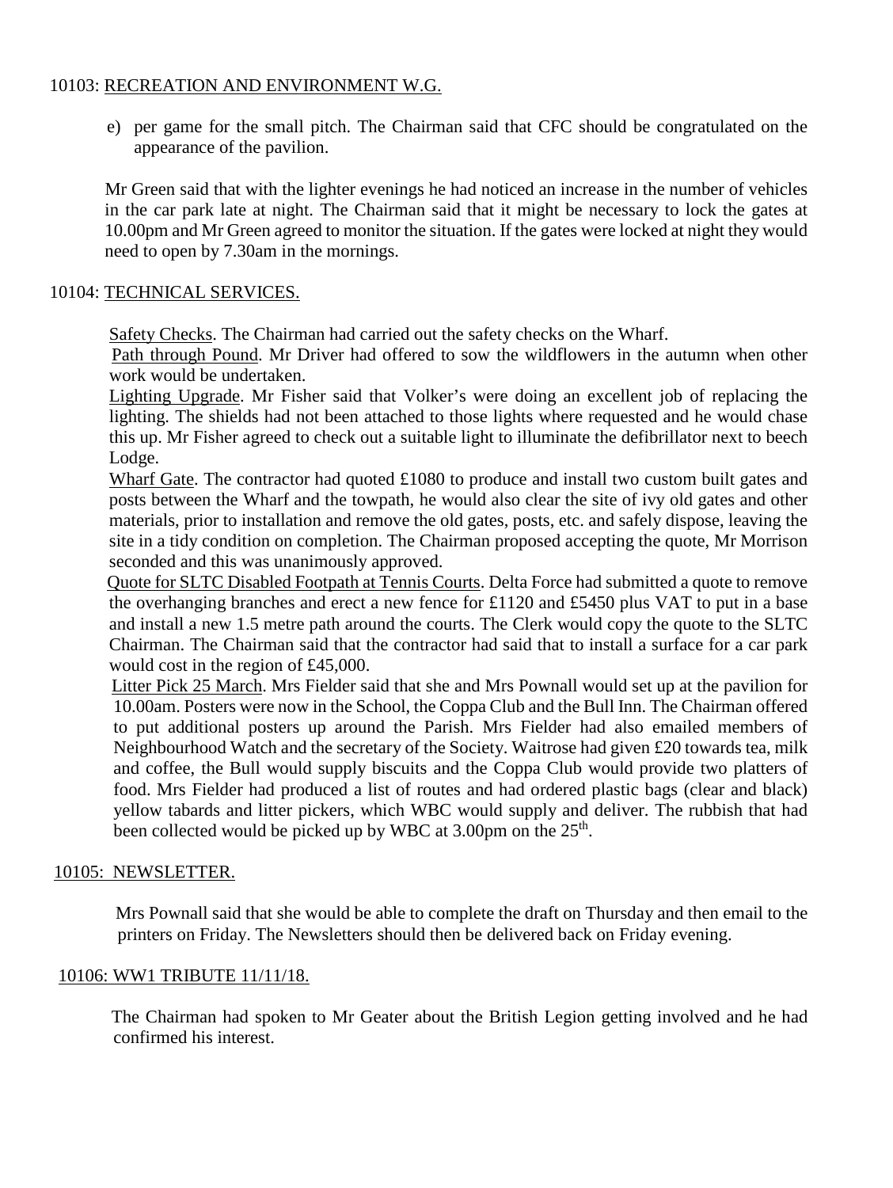10103: <u>RECREATION AND ENVIRONMENT W.G.</u>

e) per game for the small pitch. The Chairman said that CFC should be congratulated on the appearance of the pavilion.

Mr Green said that with the lighter evenings he had noticed an increase in the number of vehicles in the car park late at night. The Chairman said that it might be necessary to lock the gates at 10.00pm and Mr Green agreed to monitor the situation. If the gates were locked at night they would need to open by 7.30am in the mornings.

10104: <u>TECHNICAL SERVICES.</u>

<u>Safety Checks</u>. The Chairman had carried out the safety checks on the Wharf.

<u>Path through Pound</u>. Mr Driver had offered to sow the wildflowers in the autumn when other work would be undertaken.

<u>Lighting Upgrade</u>. Mr Fisher said that Volker's were doing an excellent job of replacing the lighting. The shields had not been attached to those lights where requested and he would chase this up. Mr Fisher agreed to check out a suitable light to illuminate the defibrillator next to beech Lodge.

<u>Wharf Gate</u>. The contractor had quoted £1080 to produce and install two custom built gates and posts between the Wharf and the towpath, he would also clear the site of ivy old gates and other materials, prior to installation and remove the old gates, posts, etc. and safely dispose, leaving the site in a tidy condition on completion. The Chairman proposed accepting the quote, Mr Morrison seconded and this was unanimously approved.

<u>Quote for SLTC Disabled Footpath at Tennis Courts</u>. Delta Force had submitted a quote to remove the overhanging branches and erect a new fence for £1120 and £5450 plus VAT to put in a base and install a new 1.5 metre path around the courts. The Clerk would copy the quote to the SLTC Chairman. The Chairman said that the contractor had said that to install a surface for a car park would cost in the region of £45,000.

<u>Litter Pick 25 March</u>. Mrs Fielder said that she and Mrs Pownall would set up at the pavilion for 10.00am. Posters were now in the School, the Coppa Club and the Bull Inn. The Chairman offered to put additional posters up around the Parish. Mrs Fielder had also emailed members of Neighbourhood Watch and the secretary of the Society. Waitrose had given £20 towards tea, milk and coffee, the Bull would supply biscuits and the Coppa Club would provide two platters of food. Mrs Fielder had produced a list of routes and had ordered plastic bags (clear and black) yellow tabards and litter pickers, which WBC would supply and deliver. The rubbish that had been collected would be picked up by WBC at 3.00pm on the 25th.

10105: <u>NEWSLETTER.</u>

Mrs Pownall said that she would be able to complete the draft on Thursday and then email to the printers on Friday. The Newsletters should then be delivered back on Friday evening.

10106: <u>WW1 TRIBUTE 11/11/18.</u>

The Chairman had spoken to Mr Geater about the British Legion getting involved and he had confirmed his interest.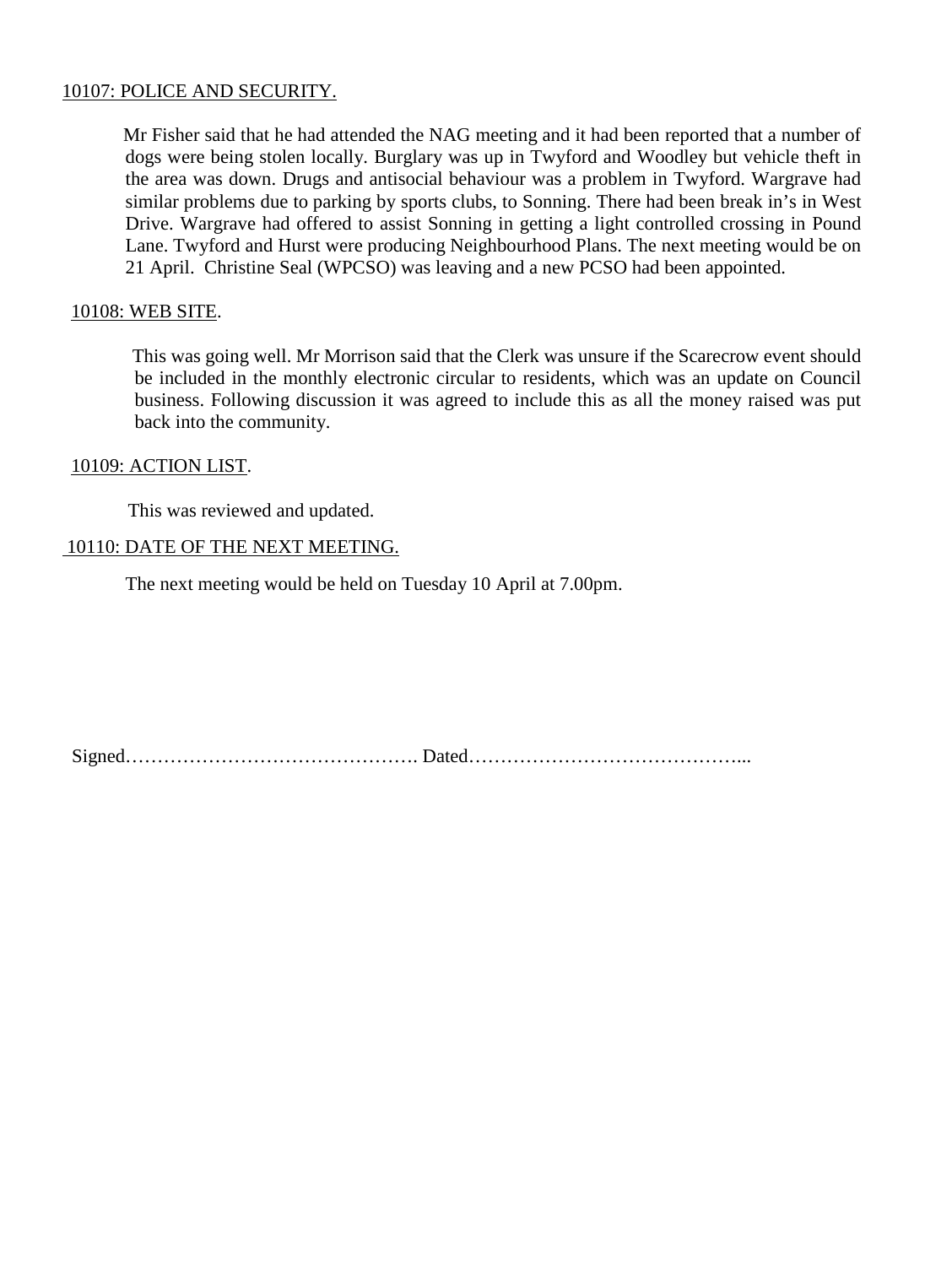10107: POLICE AND SECURITY.

Mr Fisher said that he had attended the NAG meeting and it had been reported that a number of dogs were being stolen locally. Burglary was up in Twyford and Woodley but vehicle theft in the area was down. Drugs and antisocial behaviour was a problem in Twyford. Wargrave had similar problems due to parking by sports clubs, to Sonning. There had been break in's in West Drive. Wargrave had offered to assist Sonning in getting a light controlled crossing in Pound Lane. Twyford and Hurst were producing Neighbourhood Plans. The next meeting would be on 21 April. Christine Seal (WPCSO) was leaving and a new PCSO had been appointed.

10108: WEB SITE.

This was going well. Mr Morrison said that the Clerk was unsure if the Scarecrow event should be included in the monthly electronic circular to residents, which was an update on Council business. Following discussion it was agreed to include this as all the money raised was put back into the community.

10109: ACTION LIST.

This was reviewed and updated.

10110: DATE OF THE NEXT MEETING.

The next meeting would be held on Tuesday 10 April at 7.00pm.

Signed………………………………………. Dated……………………………………...